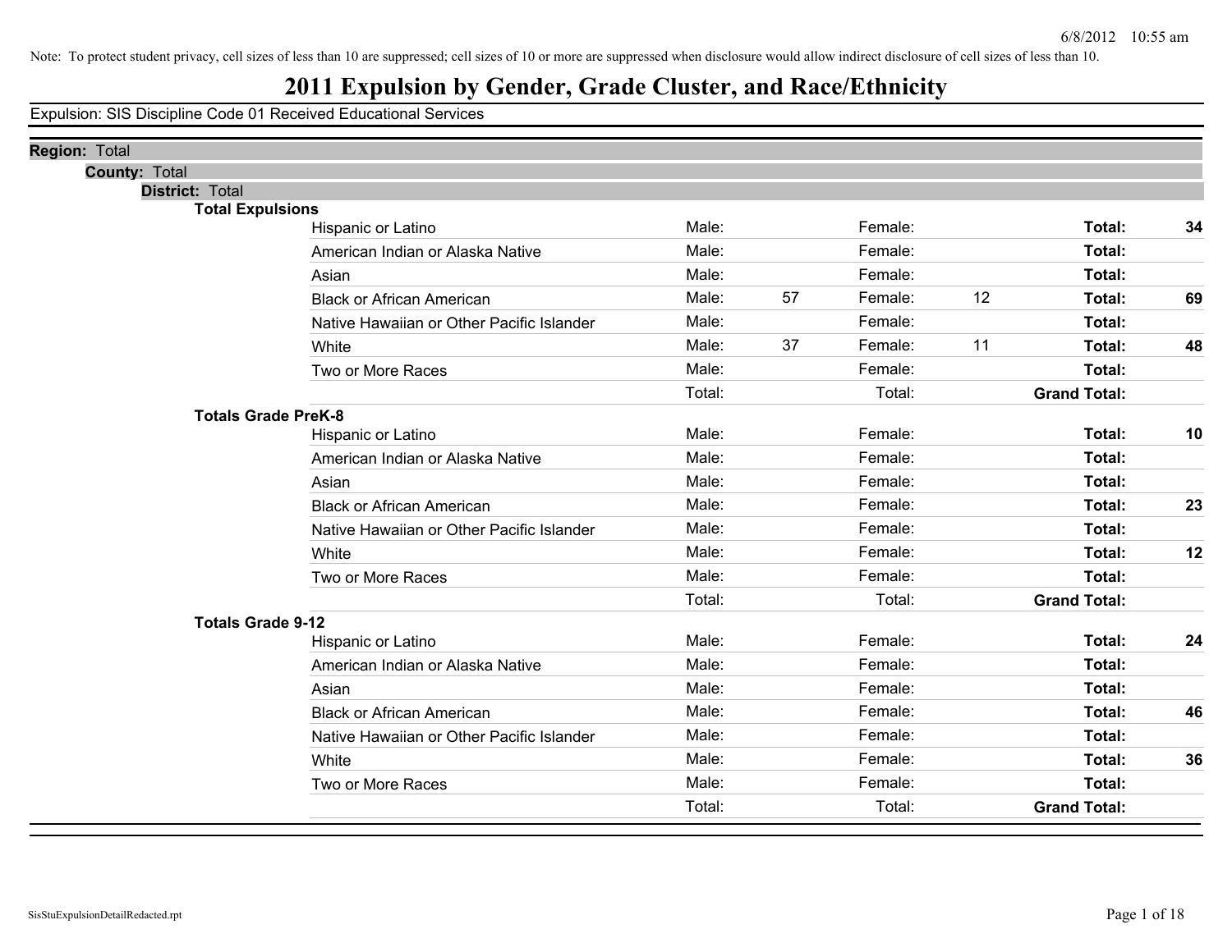Note: To protect student privacy, cell sizes of less than 10 are suppressed; cell sizes of 10 or more are suppressed when disclosure would allow indirect disclosure of cell sizes of less than 10.

# 2011 Expulsion by Gender, Grade Cluster, and Race/Ethnicity

Expulsion: SIS Discipline Code 01 Received Educational Services

**Region:** Total

**County:** Total

**District:** Total

**Total Expulsions**

| Race/Ethnicity | Male: | | Female: | | Total: | |
|---|---|---|---|---|---|---|
| Hispanic or Latino | Male: | | Female: | | **Total:** | **34** |
| American Indian or Alaska Native | Male: | | Female: | | **Total:** | |
| Asian | Male: | | Female: | | **Total:** | |
| Black or African American | Male: | 57 | Female: | 12 | **Total:** | **69** |
| Native Hawaiian or Other Pacific Islander | Male: | | Female: | | **Total:** | |
| White | Male: | 37 | Female: | 11 | **Total:** | **48** |
| Two or More Races | Male: | | Female: | | **Total:** | |
| | Total: | | Total: | | **Grand Total:** | |

**Totals Grade PreK-8**

| Race/Ethnicity | Male: | | Female: | | Total: | |
|---|---|---|---|---|---|---|
| Hispanic or Latino | Male: | | Female: | | **Total:** | **10** |
| American Indian or Alaska Native | Male: | | Female: | | **Total:** | |
| Asian | Male: | | Female: | | **Total:** | |
| Black or African American | Male: | | Female: | | **Total:** | **23** |
| Native Hawaiian or Other Pacific Islander | Male: | | Female: | | **Total:** | |
| White | Male: | | Female: | | **Total:** | **12** |
| Two or More Races | Male: | | Female: | | **Total:** | |
| | Total: | | Total: | | **Grand Total:** | |

**Totals Grade 9-12**

| Race/Ethnicity | Male: | | Female: | | Total: | |
|---|---|---|---|---|---|---|
| Hispanic or Latino | Male: | | Female: | | **Total:** | **24** |
| American Indian or Alaska Native | Male: | | Female: | | **Total:** | |
| Asian | Male: | | Female: | | **Total:** | |
| Black or African American | Male: | | Female: | | **Total:** | **46** |
| Native Hawaiian or Other Pacific Islander | Male: | | Female: | | **Total:** | |
| White | Male: | | Female: | | **Total:** | **36** |
| Two or More Races | Male: | | Female: | | **Total:** | |
| | Total: | | Total: | | **Grand Total:** | |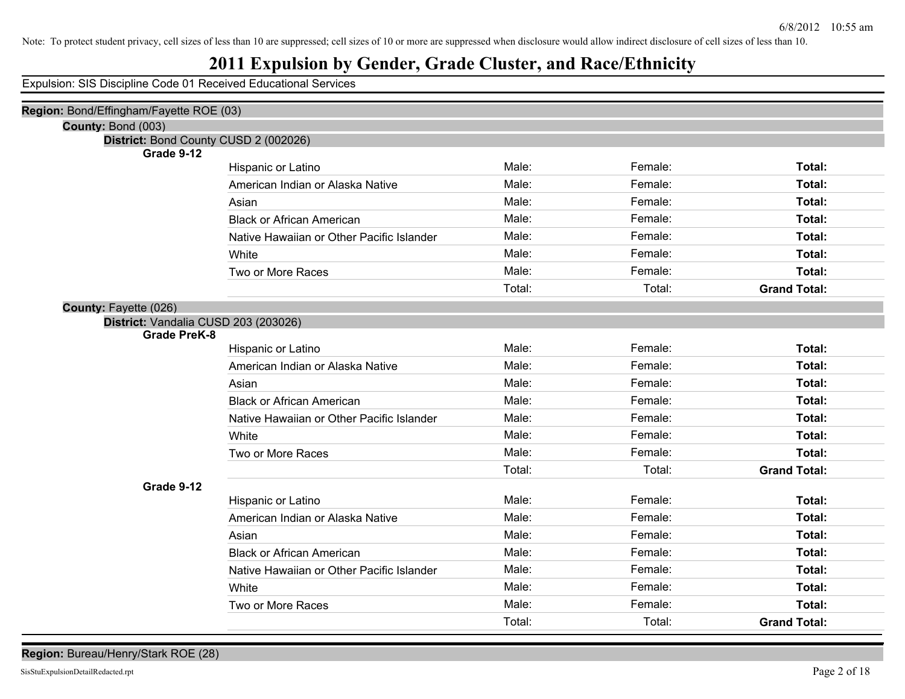Note: To protect student privacy, cell sizes of less than 10 are suppressed; cell sizes of 10 or more are suppressed when disclosure would allow indirect disclosure of cell sizes of less than 10.

# 2011 Expulsion by Gender, Grade Cluster, and Race/Ethnicity

Expulsion: SIS Discipline Code 01 Received Educational Services

**Region:** Bond/Effingham/Fayette ROE (03)

**County:** Bond (003)

**District:** Bond County CUSD 2 (002026)

**Grade 9-12**

| | | | |
|---|---|---|---|
| Hispanic or Latino | Male: | Female: | **Total:** |
| American Indian or Alaska Native | Male: | Female: | **Total:** |
| Asian | Male: | Female: | **Total:** |
| Black or African American | Male: | Female: | **Total:** |
| Native Hawaiian or Other Pacific Islander | Male: | Female: | **Total:** |
| White | Male: | Female: | **Total:** |
| Two or More Races | Male: | Female: | **Total:** |
| | Total: | Total: | **Grand Total:** |

**County:** Fayette (026)

**District:** Vandalia CUSD 203 (203026)

**Grade PreK-8**

| | | | |
|---|---|---|---|
| Hispanic or Latino | Male: | Female: | **Total:** |
| American Indian or Alaska Native | Male: | Female: | **Total:** |
| Asian | Male: | Female: | **Total:** |
| Black or African American | Male: | Female: | **Total:** |
| Native Hawaiian or Other Pacific Islander | Male: | Female: | **Total:** |
| White | Male: | Female: | **Total:** |
| Two or More Races | Male: | Female: | **Total:** |
| | Total: | Total: | **Grand Total:** |

**Grade 9-12**

| | | | |
|---|---|---|---|
| Hispanic or Latino | Male: | Female: | **Total:** |
| American Indian or Alaska Native | Male: | Female: | **Total:** |
| Asian | Male: | Female: | **Total:** |
| Black or African American | Male: | Female: | **Total:** |
| Native Hawaiian or Other Pacific Islander | Male: | Female: | **Total:** |
| White | Male: | Female: | **Total:** |
| Two or More Races | Male: | Female: | **Total:** |
| | Total: | Total: | **Grand Total:** |

**Region:** Bureau/Henry/Stark ROE (28)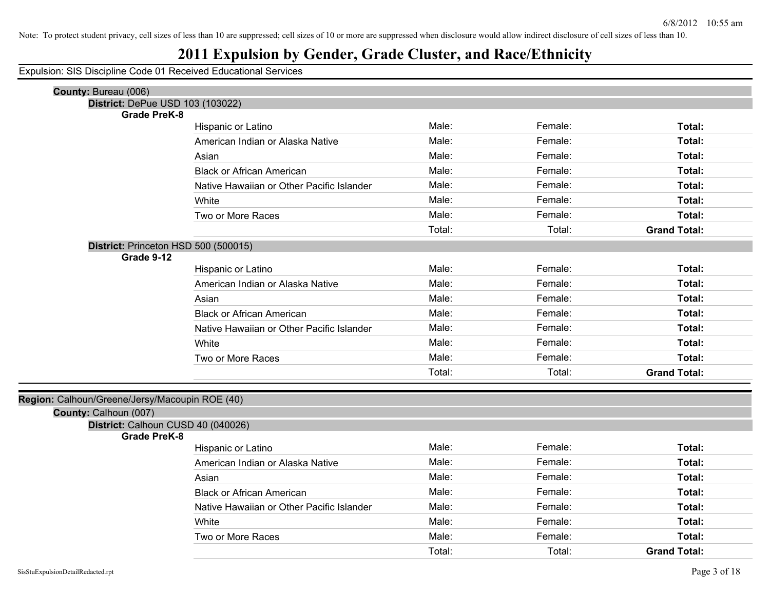Note: To protect student privacy, cell sizes of less than 10 are suppressed; cell sizes of 10 or more are suppressed when disclosure would allow indirect disclosure of cell sizes of less than 10.

# 2011 Expulsion by Gender, Grade Cluster, and Race/Ethnicity

Expulsion: SIS Discipline Code 01 Received Educational Services

**County:** Bureau (006)

**District:** DePue USD 103 (103022)

**Grade PreK-8**

| | | | |
|---|---|---|---|
| Hispanic or Latino | Male: | Female: | **Total:** |
| American Indian or Alaska Native | Male: | Female: | **Total:** |
| Asian | Male: | Female: | **Total:** |
| Black or African American | Male: | Female: | **Total:** |
| Native Hawaiian or Other Pacific Islander | Male: | Female: | **Total:** |
| White | Male: | Female: | **Total:** |
| Two or More Races | Male: | Female: | **Total:** |
| | Total: | Total: | **Grand Total:** |

**District:** Princeton HSD 500 (500015)

**Grade 9-12**

| | | | |
|---|---|---|---|
| Hispanic or Latino | Male: | Female: | **Total:** |
| American Indian or Alaska Native | Male: | Female: | **Total:** |
| Asian | Male: | Female: | **Total:** |
| Black or African American | Male: | Female: | **Total:** |
| Native Hawaiian or Other Pacific Islander | Male: | Female: | **Total:** |
| White | Male: | Female: | **Total:** |
| Two or More Races | Male: | Female: | **Total:** |
| | Total: | Total: | **Grand Total:** |

**Region:** Calhoun/Greene/Jersy/Macoupin ROE (40)

**County:** Calhoun (007)

**District:** Calhoun CUSD 40 (040026)

**Grade PreK-8**

| | | | |
|---|---|---|---|
| Hispanic or Latino | Male: | Female: | **Total:** |
| American Indian or Alaska Native | Male: | Female: | **Total:** |
| Asian | Male: | Female: | **Total:** |
| Black or African American | Male: | Female: | **Total:** |
| Native Hawaiian or Other Pacific Islander | Male: | Female: | **Total:** |
| White | Male: | Female: | **Total:** |
| Two or More Races | Male: | Female: | **Total:** |
| | Total: | Total: | **Grand Total:** |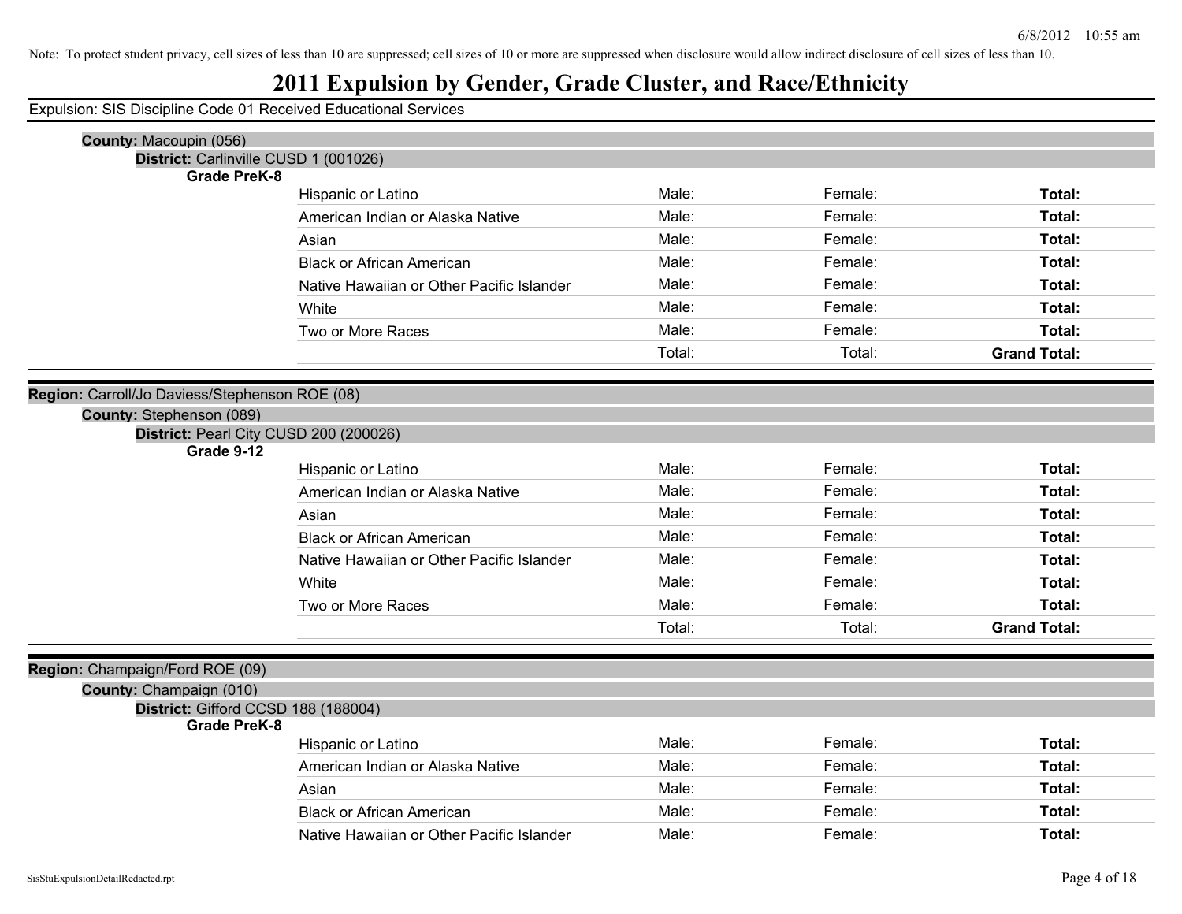Note: To protect student privacy, cell sizes of less than 10 are suppressed; cell sizes of 10 or more are suppressed when disclosure would allow indirect disclosure of cell sizes of less than 10.

# 2011 Expulsion by Gender, Grade Cluster, and Race/Ethnicity

Expulsion: SIS Discipline Code 01 Received Educational Services

**County:** Macoupin (056)

**District:** Carlinville CUSD 1 (001026)

**Grade PreK-8**

| | | | |
|---|---|---|---|
| Hispanic or Latino | Male: | Female: | **Total:** |
| American Indian or Alaska Native | Male: | Female: | **Total:** |
| Asian | Male: | Female: | **Total:** |
| Black or African American | Male: | Female: | **Total:** |
| Native Hawaiian or Other Pacific Islander | Male: | Female: | **Total:** |
| White | Male: | Female: | **Total:** |
| Two or More Races | Male: | Female: | **Total:** |
| | Total: | Total: | **Grand Total:** |

**Region:** Carroll/Jo Daviess/Stephenson ROE (08)

**County:** Stephenson (089)

**District:** Pearl City CUSD 200 (200026)

**Grade 9-12**

| | | | |
|---|---|---|---|
| Hispanic or Latino | Male: | Female: | **Total:** |
| American Indian or Alaska Native | Male: | Female: | **Total:** |
| Asian | Male: | Female: | **Total:** |
| Black or African American | Male: | Female: | **Total:** |
| Native Hawaiian or Other Pacific Islander | Male: | Female: | **Total:** |
| White | Male: | Female: | **Total:** |
| Two or More Races | Male: | Female: | **Total:** |
| | Total: | Total: | **Grand Total:** |

**Region:** Champaign/Ford ROE (09)

**County:** Champaign (010)

**District:** Gifford CCSD 188 (188004)

**Grade PreK-8**

| | | | |
|---|---|---|---|
| Hispanic or Latino | Male: | Female: | **Total:** |
| American Indian or Alaska Native | Male: | Female: | **Total:** |
| Asian | Male: | Female: | **Total:** |
| Black or African American | Male: | Female: | **Total:** |
| Native Hawaiian or Other Pacific Islander | Male: | Female: | **Total:** |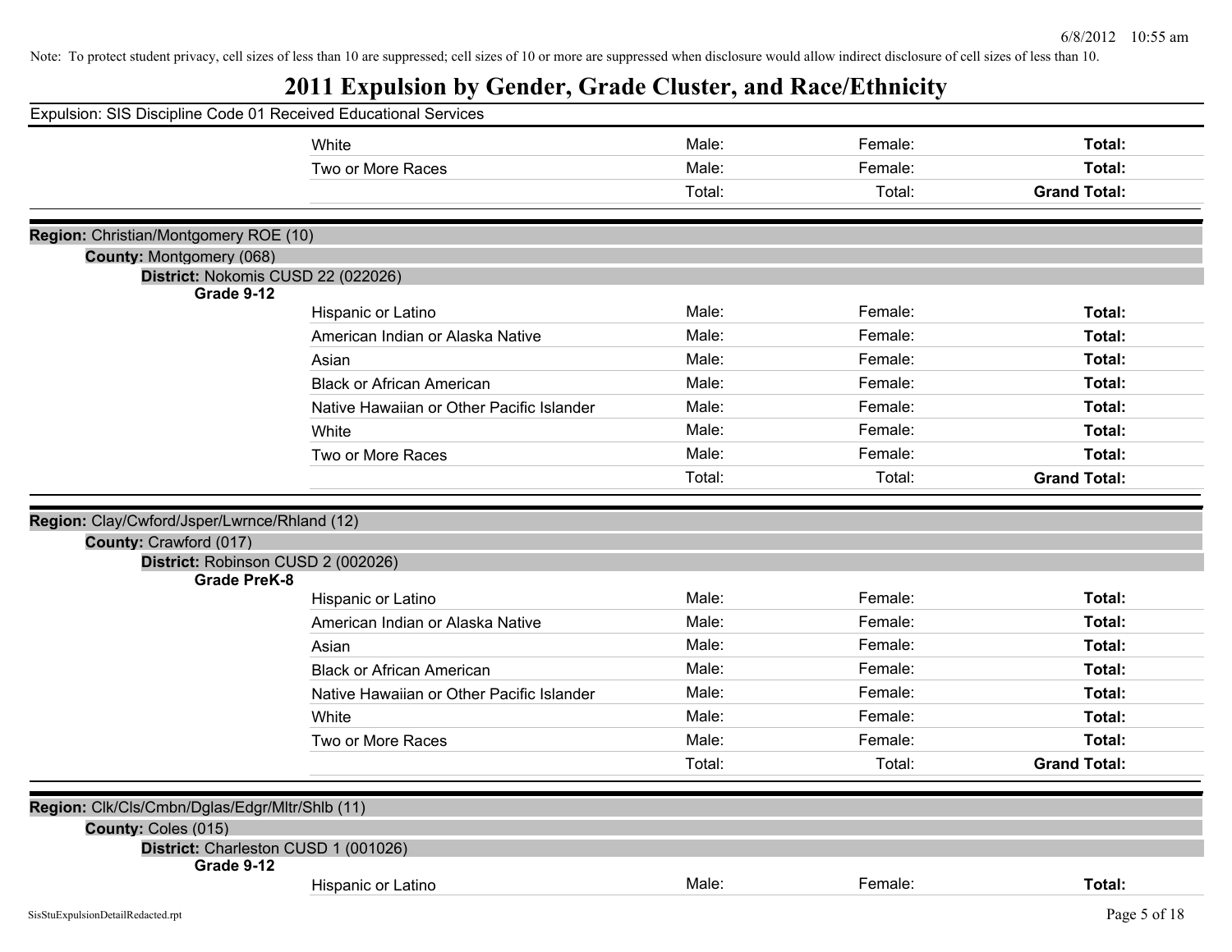Note: To protect student privacy, cell sizes of less than 10 are suppressed; cell sizes of 10 or more are suppressed when disclosure would allow indirect disclosure of cell sizes of less than 10.

# 2011 Expulsion by Gender, Grade Cluster, and Race/Ethnicity

Expulsion: SIS Discipline Code 01 Received Educational Services

| | | | |
|---|---|---|---|
| White | Male: | Female: | **Total:** |
| Two or More Races | Male: | Female: | **Total:** |
| | Total: | Total: | **Grand Total:** |

**Region:** Christian/Montgomery ROE (10)

**County:** Montgomery (068)

**District:** Nokomis CUSD 22 (022026)

**Grade 9-12**

| | | | |
|---|---|---|---|
| Hispanic or Latino | Male: | Female: | **Total:** |
| American Indian or Alaska Native | Male: | Female: | **Total:** |
| Asian | Male: | Female: | **Total:** |
| Black or African American | Male: | Female: | **Total:** |
| Native Hawaiian or Other Pacific Islander | Male: | Female: | **Total:** |
| White | Male: | Female: | **Total:** |
| Two or More Races | Male: | Female: | **Total:** |
| | Total: | Total: | **Grand Total:** |

**Region:** Clay/Cwford/Jsper/Lwrnce/Rhland (12)

**County:** Crawford (017)

**District:** Robinson CUSD 2 (002026)

**Grade PreK-8**

| | | | |
|---|---|---|---|
| Hispanic or Latino | Male: | Female: | **Total:** |
| American Indian or Alaska Native | Male: | Female: | **Total:** |
| Asian | Male: | Female: | **Total:** |
| Black or African American | Male: | Female: | **Total:** |
| Native Hawaiian or Other Pacific Islander | Male: | Female: | **Total:** |
| White | Male: | Female: | **Total:** |
| Two or More Races | Male: | Female: | **Total:** |
| | Total: | Total: | **Grand Total:** |

**Region:** Clk/Cls/Cmbn/Dglas/Edgr/Mltr/Shlb (11)

**County:** Coles (015)

**District:** Charleston CUSD 1 (001026)

**Grade 9-12**

| | | | |
|---|---|---|---|
| Hispanic or Latino | Male: | Female: | **Total:** |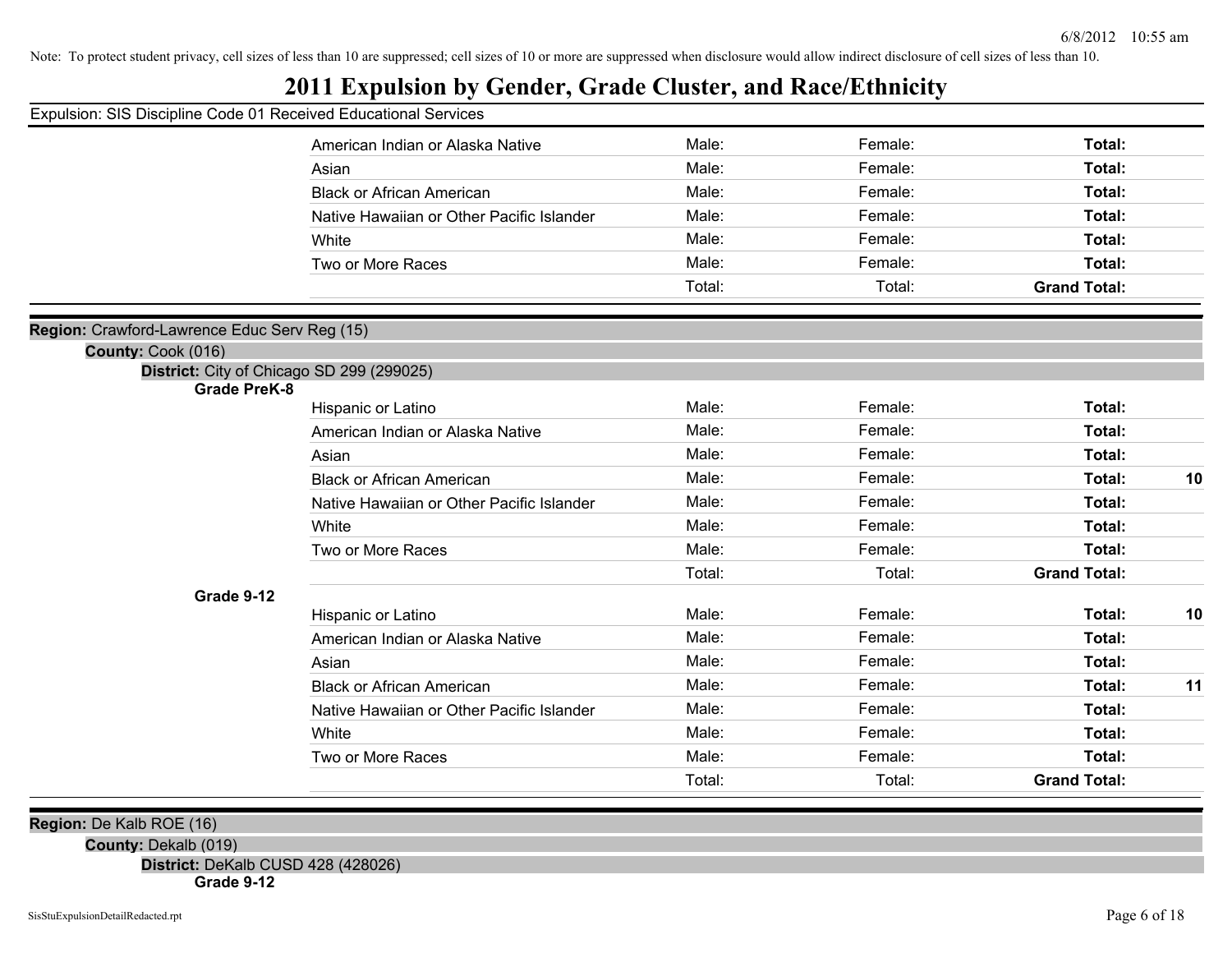Note: To protect student privacy, cell sizes of less than 10 are suppressed; cell sizes of 10 or more are suppressed when disclosure would allow indirect disclosure of cell sizes of less than 10.

# 2011 Expulsion by Gender, Grade Cluster, and Race/Ethnicity

Expulsion: SIS Discipline Code 01 Received Educational Services

| | Race/Ethnicity | Male | Female | Total | |
|---|---|---|---|---|---|
| | American Indian or Alaska Native | Male: | Female: | **Total:** | |
| | Asian | Male: | Female: | **Total:** | |
| | Black or African American | Male: | Female: | **Total:** | |
| | Native Hawaiian or Other Pacific Islander | Male: | Female: | **Total:** | |
| | White | Male: | Female: | **Total:** | |
| | Two or More Races | Male: | Female: | **Total:** | |
| | | Total: | Total: | **Grand Total:** | |

**Region:** Crawford-Lawrence Educ Serv Reg (15)

**County:** Cook (016)

**District:** City of Chicago SD 299 (299025)

| Grade | Race/Ethnicity | Male | Female | Total | |
|---|---|---|---|---|---|
| **Grade PreK-8** | Hispanic or Latino | Male: | Female: | **Total:** | |
| | American Indian or Alaska Native | Male: | Female: | **Total:** | |
| | Asian | Male: | Female: | **Total:** | |
| | Black or African American | Male: | Female: | **Total:** | **10** |
| | Native Hawaiian or Other Pacific Islander | Male: | Female: | **Total:** | |
| | White | Male: | Female: | **Total:** | |
| | Two or More Races | Male: | Female: | **Total:** | |
| | | Total: | Total: | **Grand Total:** | |
| **Grade 9-12** | Hispanic or Latino | Male: | Female: | **Total:** | **10** |
| | American Indian or Alaska Native | Male: | Female: | **Total:** | |
| | Asian | Male: | Female: | **Total:** | |
| | Black or African American | Male: | Female: | **Total:** | **11** |
| | Native Hawaiian or Other Pacific Islander | Male: | Female: | **Total:** | |
| | White | Male: | Female: | **Total:** | |
| | Two or More Races | Male: | Female: | **Total:** | |
| | | Total: | Total: | **Grand Total:** | |

**Region:** De Kalb ROE (16)

**County:** Dekalb (019)

**District:** DeKalb CUSD 428 (428026)

**Grade 9-12**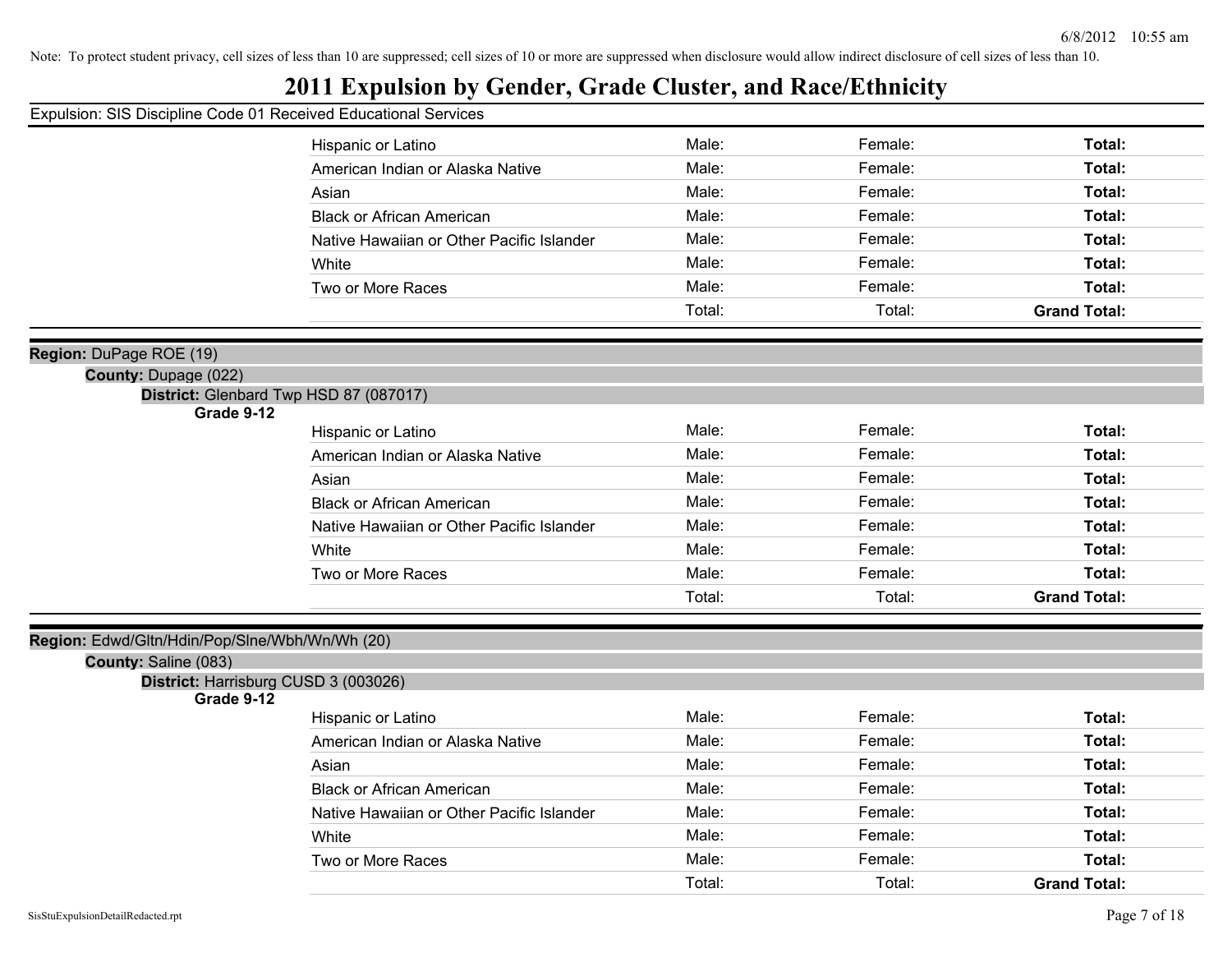Note: To protect student privacy, cell sizes of less than 10 are suppressed; cell sizes of 10 or more are suppressed when disclosure would allow indirect disclosure of cell sizes of less than 10.

# 2011 Expulsion by Gender, Grade Cluster, and Race/Ethnicity

Expulsion: SIS Discipline Code 01 Received Educational Services

| | | | |
|---|---|---|---|
| Hispanic or Latino | Male: | Female: | **Total:** |
| American Indian or Alaska Native | Male: | Female: | **Total:** |
| Asian | Male: | Female: | **Total:** |
| Black or African American | Male: | Female: | **Total:** |
| Native Hawaiian or Other Pacific Islander | Male: | Female: | **Total:** |
| White | Male: | Female: | **Total:** |
| Two or More Races | Male: | Female: | **Total:** |
| | Total: | Total: | **Grand Total:** |

**Region:** DuPage ROE (19)

**County:** Dupage (022)

**District:** Glenbard Twp HSD 87 (087017)

**Grade 9-12**

| | | | |
|---|---|---|---|
| Hispanic or Latino | Male: | Female: | **Total:** |
| American Indian or Alaska Native | Male: | Female: | **Total:** |
| Asian | Male: | Female: | **Total:** |
| Black or African American | Male: | Female: | **Total:** |
| Native Hawaiian or Other Pacific Islander | Male: | Female: | **Total:** |
| White | Male: | Female: | **Total:** |
| Two or More Races | Male: | Female: | **Total:** |
| | Total: | Total: | **Grand Total:** |

**Region:** Edwd/Gltn/Hdin/Pop/Slne/Wbh/Wn/Wh (20)

**County:** Saline (083)

**District:** Harrisburg CUSD 3 (003026)

**Grade 9-12**

| | | | |
|---|---|---|---|
| Hispanic or Latino | Male: | Female: | **Total:** |
| American Indian or Alaska Native | Male: | Female: | **Total:** |
| Asian | Male: | Female: | **Total:** |
| Black or African American | Male: | Female: | **Total:** |
| Native Hawaiian or Other Pacific Islander | Male: | Female: | **Total:** |
| White | Male: | Female: | **Total:** |
| Two or More Races | Male: | Female: | **Total:** |
| | Total: | Total: | **Grand Total:** |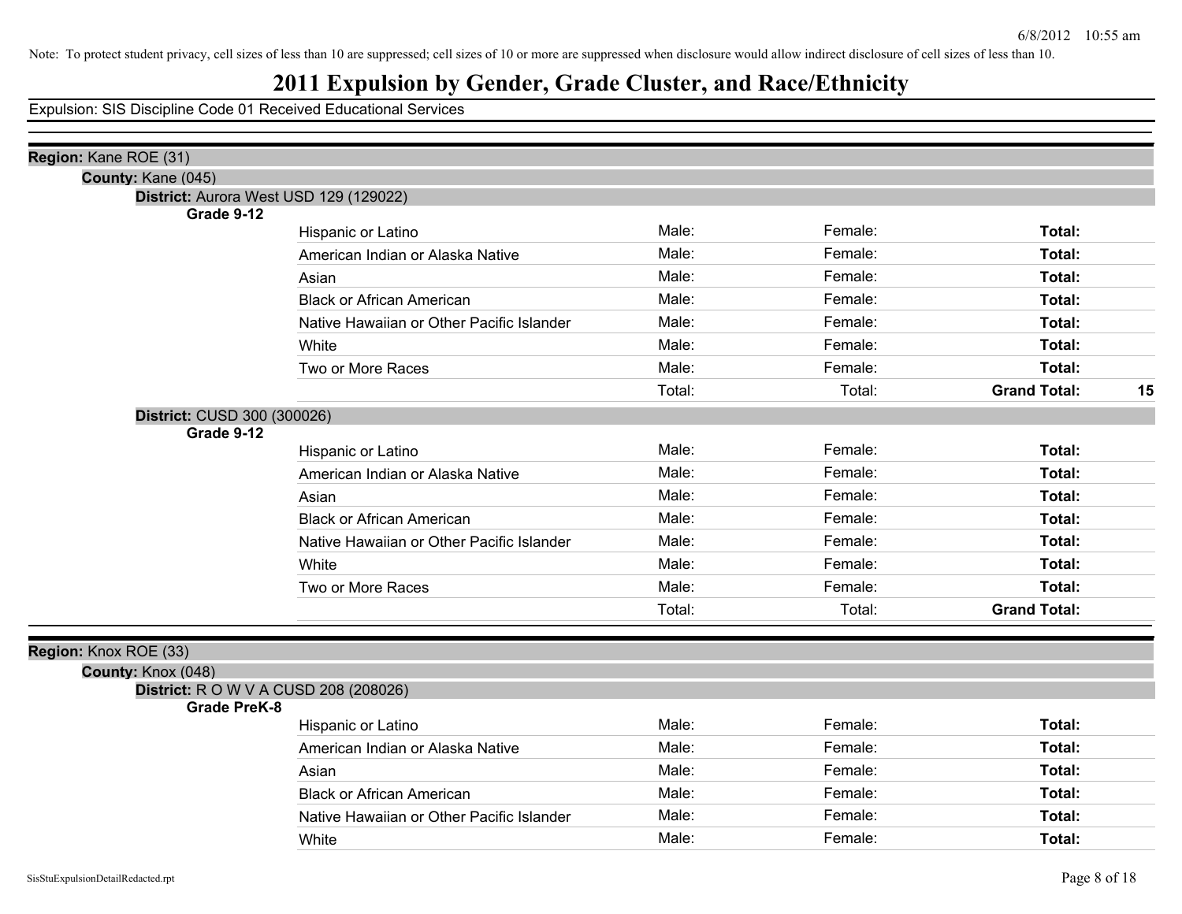Note: To protect student privacy, cell sizes of less than 10 are suppressed; cell sizes of 10 or more are suppressed when disclosure would allow indirect disclosure of cell sizes of less than 10.

# 2011 Expulsion by Gender, Grade Cluster, and Race/Ethnicity

Expulsion: SIS Discipline Code 01 Received Educational Services

**Region:** Kane ROE (31)

**County:** Kane (045)

**District:** Aurora West USD 129 (129022)

**Grade 9-12**

| Race/Ethnicity | Male | Female | Total | |
|---|---|---|---|---|
| Hispanic or Latino | Male: | Female: | **Total:** | |
| American Indian or Alaska Native | Male: | Female: | **Total:** | |
| Asian | Male: | Female: | **Total:** | |
| Black or African American | Male: | Female: | **Total:** | |
| Native Hawaiian or Other Pacific Islander | Male: | Female: | **Total:** | |
| White | Male: | Female: | **Total:** | |
| Two or More Races | Male: | Female: | **Total:** | |
| | Total: | Total: | **Grand Total:** | **15** |

**District:** CUSD 300 (300026)

**Grade 9-12**

| Race/Ethnicity | Male | Female | Total | |
|---|---|---|---|---|
| Hispanic or Latino | Male: | Female: | **Total:** | |
| American Indian or Alaska Native | Male: | Female: | **Total:** | |
| Asian | Male: | Female: | **Total:** | |
| Black or African American | Male: | Female: | **Total:** | |
| Native Hawaiian or Other Pacific Islander | Male: | Female: | **Total:** | |
| White | Male: | Female: | **Total:** | |
| Two or More Races | Male: | Female: | **Total:** | |
| | Total: | Total: | **Grand Total:** | |

**Region:** Knox ROE (33)

**County:** Knox (048)

**District:** R O W V A CUSD 208 (208026)

**Grade PreK-8**

| Race/Ethnicity | Male | Female | Total |
|---|---|---|---|
| Hispanic or Latino | Male: | Female: | **Total:** |
| American Indian or Alaska Native | Male: | Female: | **Total:** |
| Asian | Male: | Female: | **Total:** |
| Black or African American | Male: | Female: | **Total:** |
| Native Hawaiian or Other Pacific Islander | Male: | Female: | **Total:** |
| White | Male: | Female: | **Total:** |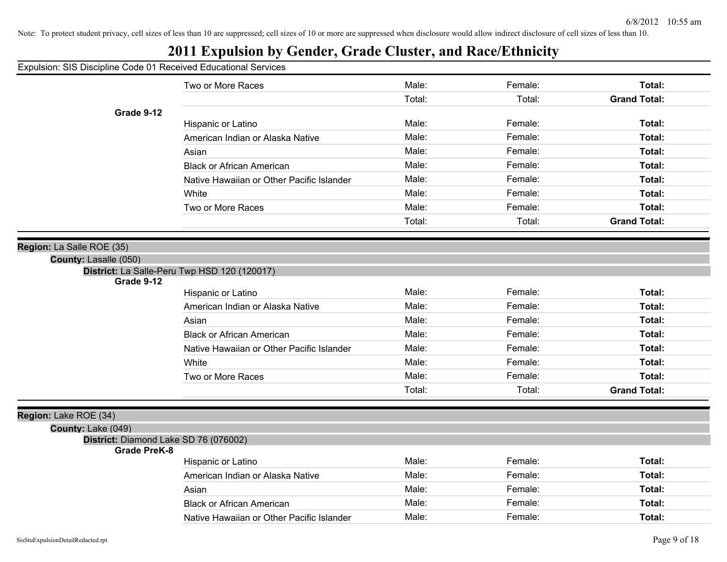Note: To protect student privacy, cell sizes of less than 10 are suppressed; cell sizes of 10 or more are suppressed when disclosure would allow indirect disclosure of cell sizes of less than 10.

# 2011 Expulsion by Gender, Grade Cluster, and Race/Ethnicity

Expulsion: SIS Discipline Code 01 Received Educational Services

| | | | | |
|---|---|---|---|---|
| | Two or More Races | Male: | Female: | **Total:** |
| | | Total: | Total: | **Grand Total:** |
| **Grade 9-12** | | | | |
| | Hispanic or Latino | Male: | Female: | **Total:** |
| | American Indian or Alaska Native | Male: | Female: | **Total:** |
| | Asian | Male: | Female: | **Total:** |
| | Black or African American | Male: | Female: | **Total:** |
| | Native Hawaiian or Other Pacific Islander | Male: | Female: | **Total:** |
| | White | Male: | Female: | **Total:** |
| | Two or More Races | Male: | Female: | **Total:** |
| | | Total: | Total: | **Grand Total:** |

**Region:** La Salle ROE (35)

**County:** Lasalle (050)

**District:** La Salle-Peru Twp HSD 120 (120017)

| | | | | |
|---|---|---|---|---|
| **Grade 9-12** | | | | |
| | Hispanic or Latino | Male: | Female: | **Total:** |
| | American Indian or Alaska Native | Male: | Female: | **Total:** |
| | Asian | Male: | Female: | **Total:** |
| | Black or African American | Male: | Female: | **Total:** |
| | Native Hawaiian or Other Pacific Islander | Male: | Female: | **Total:** |
| | White | Male: | Female: | **Total:** |
| | Two or More Races | Male: | Female: | **Total:** |
| | | Total: | Total: | **Grand Total:** |

**Region:** Lake ROE (34)

**County:** Lake (049)

**District:** Diamond Lake SD 76 (076002)

| | | | | |
|---|---|---|---|---|
| **Grade PreK-8** | | | | |
| | Hispanic or Latino | Male: | Female: | **Total:** |
| | American Indian or Alaska Native | Male: | Female: | **Total:** |
| | Asian | Male: | Female: | **Total:** |
| | Black or African American | Male: | Female: | **Total:** |
| | Native Hawaiian or Other Pacific Islander | Male: | Female: | **Total:** |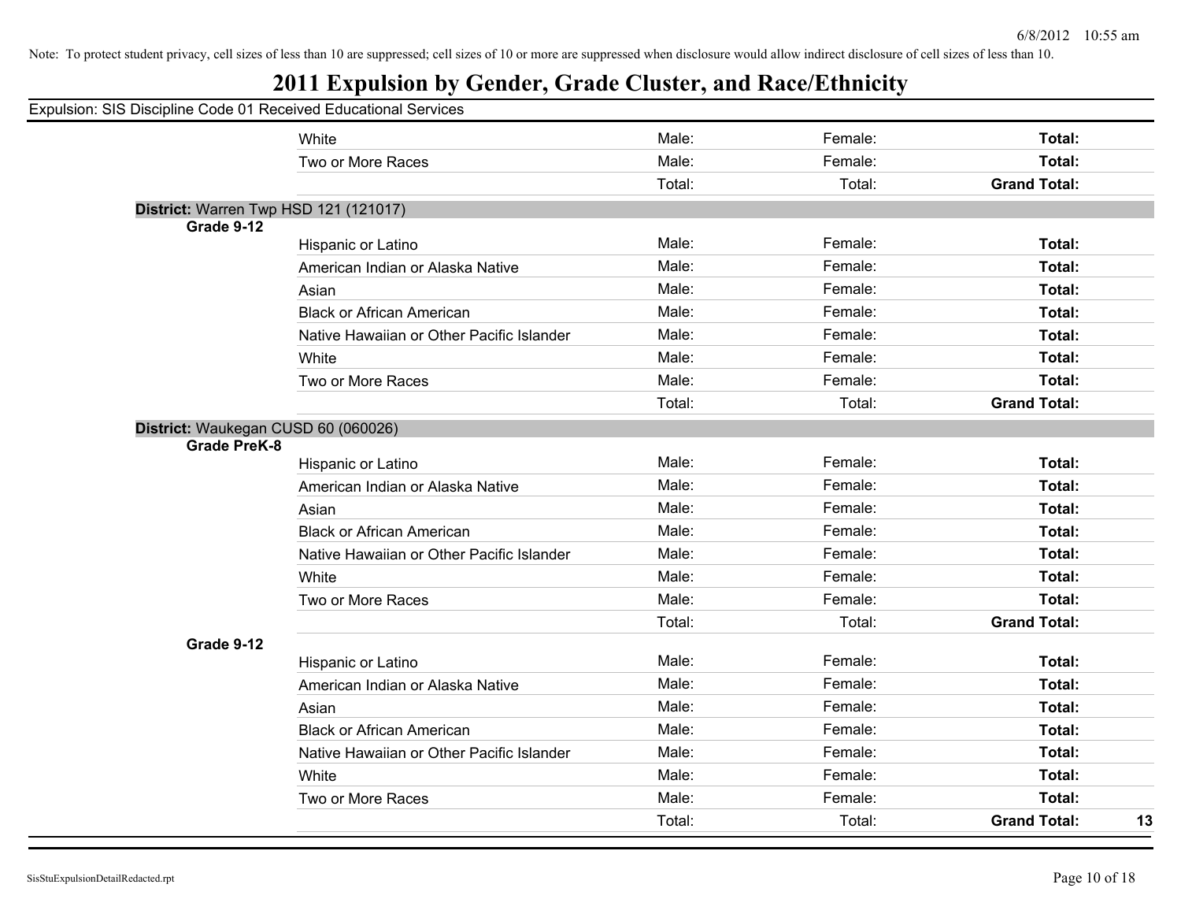Note: To protect student privacy, cell sizes of less than 10 are suppressed; cell sizes of 10 or more are suppressed when disclosure would allow indirect disclosure of cell sizes of less than 10.

# 2011 Expulsion by Gender, Grade Cluster, and Race/Ethnicity

Expulsion: SIS Discipline Code 01 Received Educational Services

| | | | | | |
|---|---|---|---|---|---|
| | White | Male: | Female: | **Total:** | |
| | Two or More Races | Male: | Female: | **Total:** | |
| | | Total: | Total: | **Grand Total:** | |
| **District:** Warren Twp HSD 121 (121017) | | | | | |
| **Grade 9-12** | | | | | |
| | Hispanic or Latino | Male: | Female: | **Total:** | |
| | American Indian or Alaska Native | Male: | Female: | **Total:** | |
| | Asian | Male: | Female: | **Total:** | |
| | Black or African American | Male: | Female: | **Total:** | |
| | Native Hawaiian or Other Pacific Islander | Male: | Female: | **Total:** | |
| | White | Male: | Female: | **Total:** | |
| | Two or More Races | Male: | Female: | **Total:** | |
| | | Total: | Total: | **Grand Total:** | |
| **District:** Waukegan CUSD 60 (060026) | | | | | |
| **Grade PreK-8** | | | | | |
| | Hispanic or Latino | Male: | Female: | **Total:** | |
| | American Indian or Alaska Native | Male: | Female: | **Total:** | |
| | Asian | Male: | Female: | **Total:** | |
| | Black or African American | Male: | Female: | **Total:** | |
| | Native Hawaiian or Other Pacific Islander | Male: | Female: | **Total:** | |
| | White | Male: | Female: | **Total:** | |
| | Two or More Races | Male: | Female: | **Total:** | |
| | | Total: | Total: | **Grand Total:** | |
| **Grade 9-12** | | | | | |
| | Hispanic or Latino | Male: | Female: | **Total:** | |
| | American Indian or Alaska Native | Male: | Female: | **Total:** | |
| | Asian | Male: | Female: | **Total:** | |
| | Black or African American | Male: | Female: | **Total:** | |
| | Native Hawaiian or Other Pacific Islander | Male: | Female: | **Total:** | |
| | White | Male: | Female: | **Total:** | |
| | Two or More Races | Male: | Female: | **Total:** | |
| | | Total: | Total: | **Grand Total:** | 13 |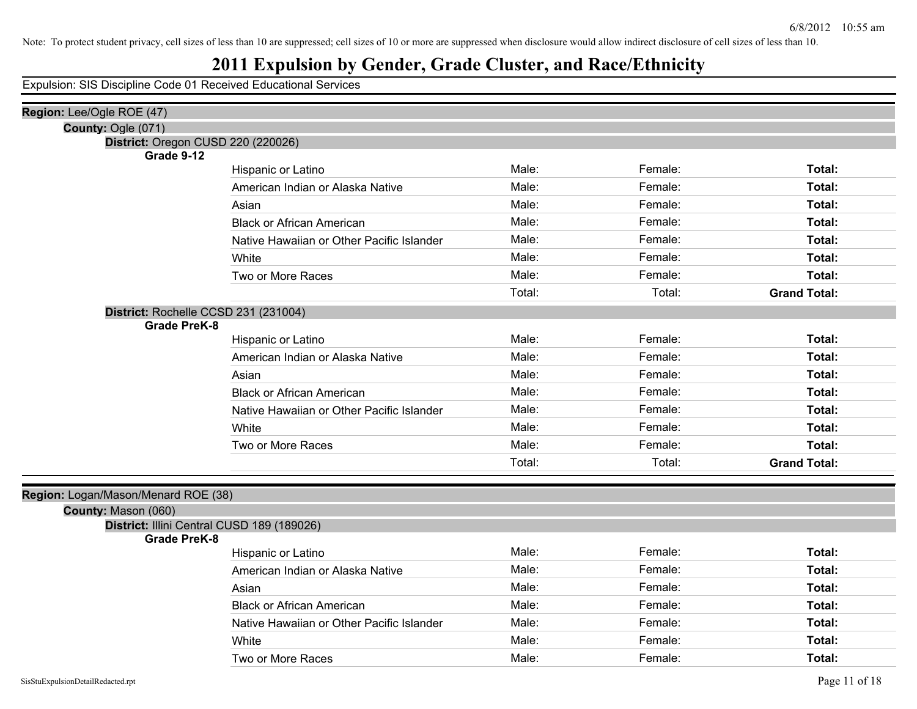Note: To protect student privacy, cell sizes of less than 10 are suppressed; cell sizes of 10 or more are suppressed when disclosure would allow indirect disclosure of cell sizes of less than 10.

# 2011 Expulsion by Gender, Grade Cluster, and Race/Ethnicity

Expulsion: SIS Discipline Code 01 Received Educational Services

**Region:** Lee/Ogle ROE (47)

**County:** Ogle (071)

**District:** Oregon CUSD 220 (220026)

**Grade 9-12**

| Race/Ethnicity | Male | Female | Total |
|---|---|---|---|
| Hispanic or Latino | Male: | Female: | **Total:** |
| American Indian or Alaska Native | Male: | Female: | **Total:** |
| Asian | Male: | Female: | **Total:** |
| Black or African American | Male: | Female: | **Total:** |
| Native Hawaiian or Other Pacific Islander | Male: | Female: | **Total:** |
| White | Male: | Female: | **Total:** |
| Two or More Races | Male: | Female: | **Total:** |
| | Total: | Total: | **Grand Total:** |

**District:** Rochelle CCSD 231 (231004)

**Grade PreK-8**

| Race/Ethnicity | Male | Female | Total |
|---|---|---|---|
| Hispanic or Latino | Male: | Female: | **Total:** |
| American Indian or Alaska Native | Male: | Female: | **Total:** |
| Asian | Male: | Female: | **Total:** |
| Black or African American | Male: | Female: | **Total:** |
| Native Hawaiian or Other Pacific Islander | Male: | Female: | **Total:** |
| White | Male: | Female: | **Total:** |
| Two or More Races | Male: | Female: | **Total:** |
| | Total: | Total: | **Grand Total:** |

**Region:** Logan/Mason/Menard ROE (38)

**County:** Mason (060)

**District:** Illini Central CUSD 189 (189026)

**Grade PreK-8**

| Race/Ethnicity | Male | Female | Total |
|---|---|---|---|
| Hispanic or Latino | Male: | Female: | **Total:** |
| American Indian or Alaska Native | Male: | Female: | **Total:** |
| Asian | Male: | Female: | **Total:** |
| Black or African American | Male: | Female: | **Total:** |
| Native Hawaiian or Other Pacific Islander | Male: | Female: | **Total:** |
| White | Male: | Female: | **Total:** |
| Two or More Races | Male: | Female: | **Total:** |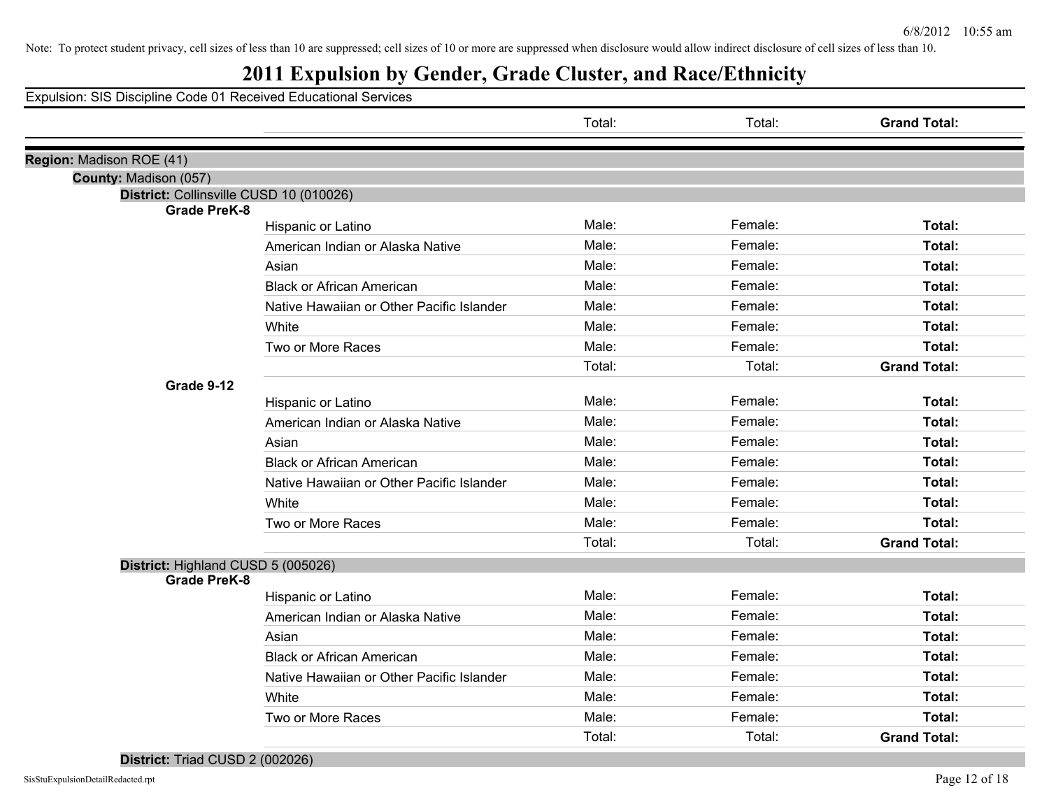Note: To protect student privacy, cell sizes of less than 10 are suppressed; cell sizes of 10 or more are suppressed when disclosure would allow indirect disclosure of cell sizes of less than 10.

# 2011 Expulsion by Gender, Grade Cluster, and Race/Ethnicity

Expulsion: SIS Discipline Code 01 Received Educational Services

| | | Total: | Total: | **Grand Total:** |
|---|---|---|---|---|

**Region:** Madison ROE (41)

**County:** Madison (057)

**District:** Collinsville CUSD 10 (010026)

| Grade | Race/Ethnicity | Male | Female | Total |
|---|---|---|---|---|
| **Grade PreK-8** | Hispanic or Latino | Male: | Female: | **Total:** |
| | American Indian or Alaska Native | Male: | Female: | **Total:** |
| | Asian | Male: | Female: | **Total:** |
| | Black or African American | Male: | Female: | **Total:** |
| | Native Hawaiian or Other Pacific Islander | Male: | Female: | **Total:** |
| | White | Male: | Female: | **Total:** |
| | Two or More Races | Male: | Female: | **Total:** |
| | | Total: | Total: | **Grand Total:** |
| **Grade 9-12** | Hispanic or Latino | Male: | Female: | **Total:** |
| | American Indian or Alaska Native | Male: | Female: | **Total:** |
| | Asian | Male: | Female: | **Total:** |
| | Black or African American | Male: | Female: | **Total:** |
| | Native Hawaiian or Other Pacific Islander | Male: | Female: | **Total:** |
| | White | Male: | Female: | **Total:** |
| | Two or More Races | Male: | Female: | **Total:** |
| | | Total: | Total: | **Grand Total:** |

**District:** Highland CUSD 5 (005026)

| Grade | Race/Ethnicity | Male | Female | Total |
|---|---|---|---|---|
| **Grade PreK-8** | Hispanic or Latino | Male: | Female: | **Total:** |
| | American Indian or Alaska Native | Male: | Female: | **Total:** |
| | Asian | Male: | Female: | **Total:** |
| | Black or African American | Male: | Female: | **Total:** |
| | Native Hawaiian or Other Pacific Islander | Male: | Female: | **Total:** |
| | White | Male: | Female: | **Total:** |
| | Two or More Races | Male: | Female: | **Total:** |
| | | Total: | Total: | **Grand Total:** |

**District:** Triad CUSD 2 (002026)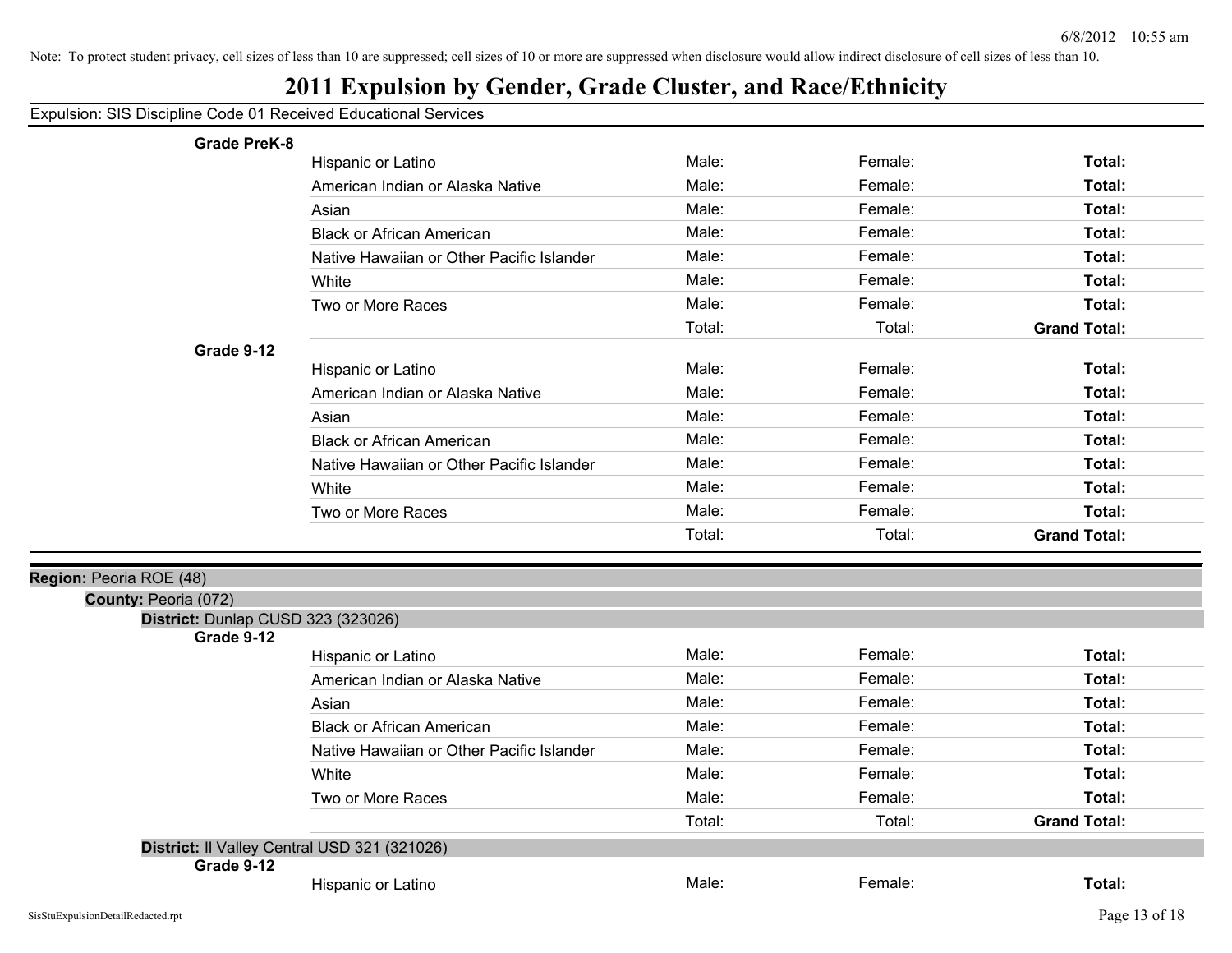Note: To protect student privacy, cell sizes of less than 10 are suppressed; cell sizes of 10 or more are suppressed when disclosure would allow indirect disclosure of cell sizes of less than 10.

# 2011 Expulsion by Gender, Grade Cluster, and Race/Ethnicity

Expulsion: SIS Discipline Code 01 Received Educational Services

**Grade PreK-8**

| | | | |
|---|---|---|---|
| Hispanic or Latino | Male: | Female: | **Total:** |
| American Indian or Alaska Native | Male: | Female: | **Total:** |
| Asian | Male: | Female: | **Total:** |
| Black or African American | Male: | Female: | **Total:** |
| Native Hawaiian or Other Pacific Islander | Male: | Female: | **Total:** |
| White | Male: | Female: | **Total:** |
| Two or More Races | Male: | Female: | **Total:** |
| | Total: | Total: | **Grand Total:** |

**Grade 9-12**

| | | | |
|---|---|---|---|
| Hispanic or Latino | Male: | Female: | **Total:** |
| American Indian or Alaska Native | Male: | Female: | **Total:** |
| Asian | Male: | Female: | **Total:** |
| Black or African American | Male: | Female: | **Total:** |
| Native Hawaiian or Other Pacific Islander | Male: | Female: | **Total:** |
| White | Male: | Female: | **Total:** |
| Two or More Races | Male: | Female: | **Total:** |
| | Total: | Total: | **Grand Total:** |

**Region:** Peoria ROE (48)

**County:** Peoria (072)

**District:** Dunlap CUSD 323 (323026)

**Grade 9-12**

| | | | |
|---|---|---|---|
| Hispanic or Latino | Male: | Female: | **Total:** |
| American Indian or Alaska Native | Male: | Female: | **Total:** |
| Asian | Male: | Female: | **Total:** |
| Black or African American | Male: | Female: | **Total:** |
| Native Hawaiian or Other Pacific Islander | Male: | Female: | **Total:** |
| White | Male: | Female: | **Total:** |
| Two or More Races | Male: | Female: | **Total:** |
| | Total: | Total: | **Grand Total:** |

**District:** Il Valley Central USD 321 (321026)

**Grade 9-12**

| | | | |
|---|---|---|---|
| Hispanic or Latino | Male: | Female: | **Total:** |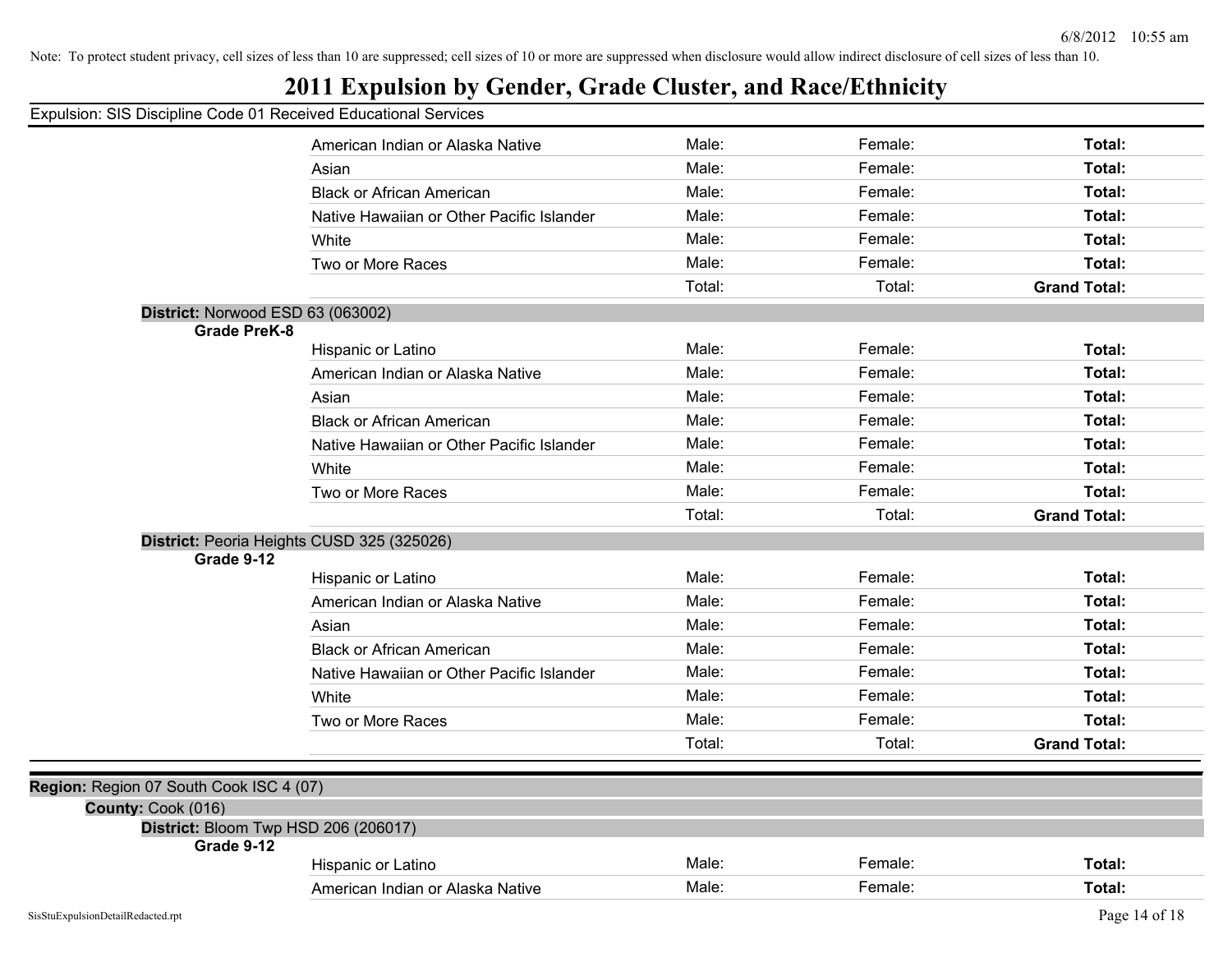Note: To protect student privacy, cell sizes of less than 10 are suppressed; cell sizes of 10 or more are suppressed when disclosure would allow indirect disclosure of cell sizes of less than 10.

# 2011 Expulsion by Gender, Grade Cluster, and Race/Ethnicity

Expulsion: SIS Discipline Code 01 Received Educational Services

| | Male | Female | Total |
|---|---|---|---|
| American Indian or Alaska Native | Male: | Female: | **Total:** |
| Asian | Male: | Female: | **Total:** |
| Black or African American | Male: | Female: | **Total:** |
| Native Hawaiian or Other Pacific Islander | Male: | Female: | **Total:** |
| White | Male: | Female: | **Total:** |
| Two or More Races | Male: | Female: | **Total:** |
| | Total: | Total: | **Grand Total:** |

**District:** Norwood ESD 63 (063002)

**Grade PreK-8**

| | Male | Female | Total |
|---|---|---|---|
| Hispanic or Latino | Male: | Female: | **Total:** |
| American Indian or Alaska Native | Male: | Female: | **Total:** |
| Asian | Male: | Female: | **Total:** |
| Black or African American | Male: | Female: | **Total:** |
| Native Hawaiian or Other Pacific Islander | Male: | Female: | **Total:** |
| White | Male: | Female: | **Total:** |
| Two or More Races | Male: | Female: | **Total:** |
| | Total: | Total: | **Grand Total:** |

**District:** Peoria Heights CUSD 325 (325026)

**Grade 9-12**

| | Male | Female | Total |
|---|---|---|---|
| Hispanic or Latino | Male: | Female: | **Total:** |
| American Indian or Alaska Native | Male: | Female: | **Total:** |
| Asian | Male: | Female: | **Total:** |
| Black or African American | Male: | Female: | **Total:** |
| Native Hawaiian or Other Pacific Islander | Male: | Female: | **Total:** |
| White | Male: | Female: | **Total:** |
| Two or More Races | Male: | Female: | **Total:** |
| | Total: | Total: | **Grand Total:** |

**Region:** Region 07 South Cook ISC 4 (07)

**County:** Cook (016)

**District:** Bloom Twp HSD 206 (206017)

**Grade 9-12**

| | Male | Female | Total |
|---|---|---|---|
| Hispanic or Latino | Male: | Female: | **Total:** |
| American Indian or Alaska Native | Male: | Female: | **Total:** |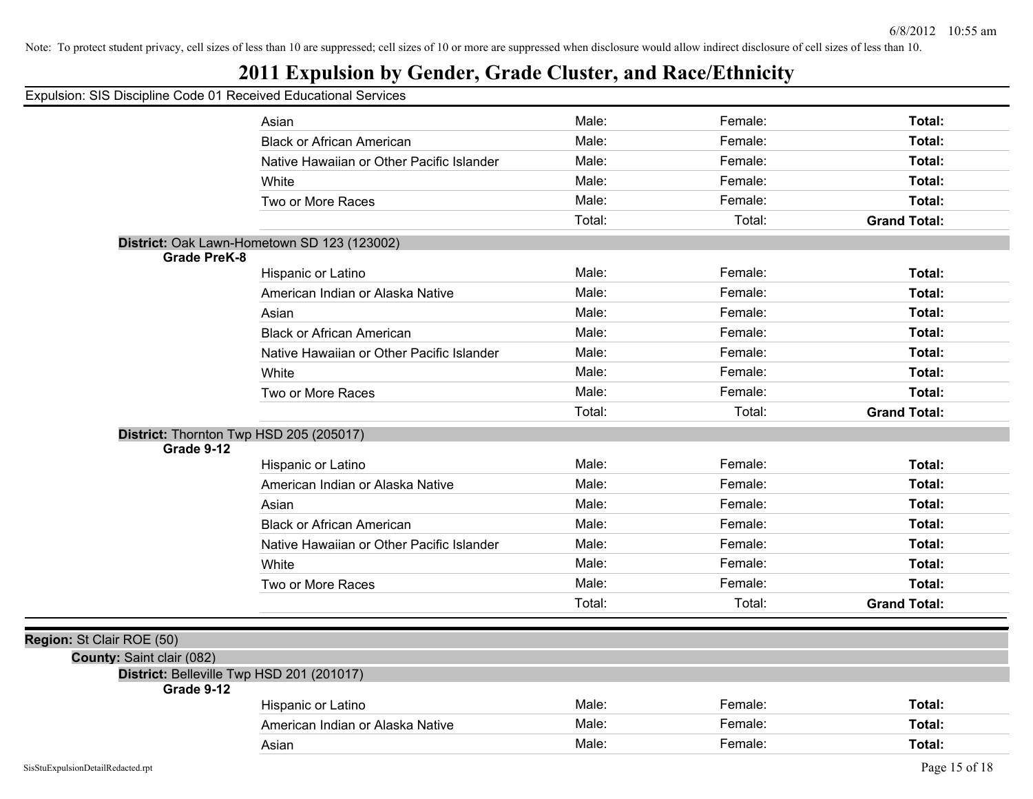Note: To protect student privacy, cell sizes of less than 10 are suppressed; cell sizes of 10 or more are suppressed when disclosure would allow indirect disclosure of cell sizes of less than 10.

# 2011 Expulsion by Gender, Grade Cluster, and Race/Ethnicity

Expulsion: SIS Discipline Code 01 Received Educational Services

| | | | |
|---|---|---|---|
| Asian | Male: | Female: | **Total:** |
| Black or African American | Male: | Female: | **Total:** |
| Native Hawaiian or Other Pacific Islander | Male: | Female: | **Total:** |
| White | Male: | Female: | **Total:** |
| Two or More Races | Male: | Female: | **Total:** |
| | Total: | Total: | **Grand Total:** |

**District:** Oak Lawn-Hometown SD 123 (123002)

**Grade PreK-8**

| | | | |
|---|---|---|---|
| Hispanic or Latino | Male: | Female: | **Total:** |
| American Indian or Alaska Native | Male: | Female: | **Total:** |
| Asian | Male: | Female: | **Total:** |
| Black or African American | Male: | Female: | **Total:** |
| Native Hawaiian or Other Pacific Islander | Male: | Female: | **Total:** |
| White | Male: | Female: | **Total:** |
| Two or More Races | Male: | Female: | **Total:** |
| | Total: | Total: | **Grand Total:** |

**District:** Thornton Twp HSD 205 (205017)

**Grade 9-12**

| | | | |
|---|---|---|---|
| Hispanic or Latino | Male: | Female: | **Total:** |
| American Indian or Alaska Native | Male: | Female: | **Total:** |
| Asian | Male: | Female: | **Total:** |
| Black or African American | Male: | Female: | **Total:** |
| Native Hawaiian or Other Pacific Islander | Male: | Female: | **Total:** |
| White | Male: | Female: | **Total:** |
| Two or More Races | Male: | Female: | **Total:** |
| | Total: | Total: | **Grand Total:** |

**Region:** St Clair ROE (50)

**County:** Saint clair (082)

**District:** Belleville Twp HSD 201 (201017)

**Grade 9-12**

| | | | |
|---|---|---|---|
| Hispanic or Latino | Male: | Female: | **Total:** |
| American Indian or Alaska Native | Male: | Female: | **Total:** |
| Asian | Male: | Female: | **Total:** |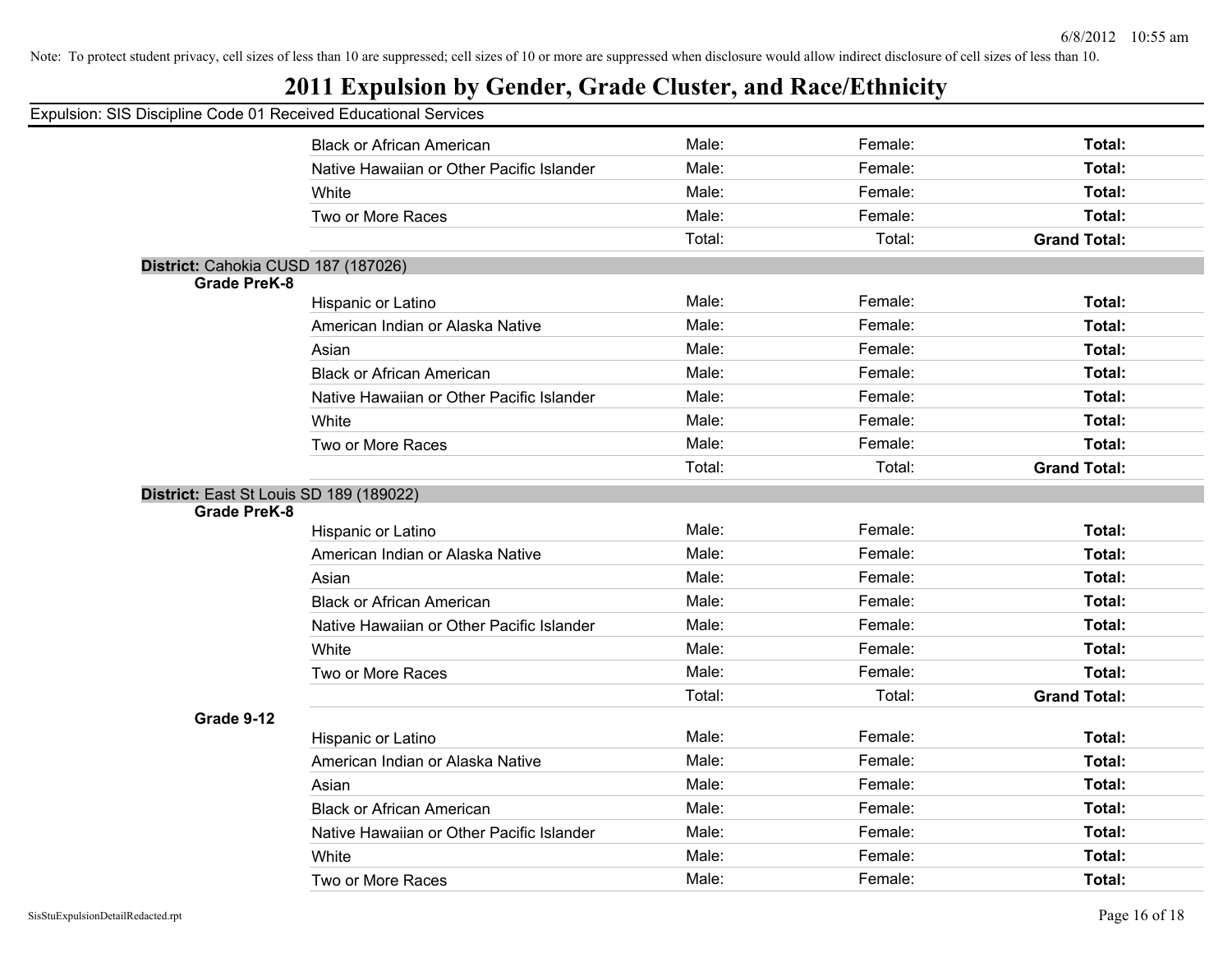Note: To protect student privacy, cell sizes of less than 10 are suppressed; cell sizes of 10 or more are suppressed when disclosure would allow indirect disclosure of cell sizes of less than 10.

# 2011 Expulsion by Gender, Grade Cluster, and Race/Ethnicity

Expulsion: SIS Discipline Code 01 Received Educational Services

| | | | | |
|---|---|---|---|---|
| | Black or African American | Male: | Female: | **Total:** |
| | Native Hawaiian or Other Pacific Islander | Male: | Female: | **Total:** |
| | White | Male: | Female: | **Total:** |
| | Two or More Races | Male: | Female: | **Total:** |
| | | Total: | Total: | **Grand Total:** |

**District:** Cahokia CUSD 187 (187026)

| | | | | |
|---|---|---|---|---|
| **Grade PreK-8** | | | | |
| | Hispanic or Latino | Male: | Female: | **Total:** |
| | American Indian or Alaska Native | Male: | Female: | **Total:** |
| | Asian | Male: | Female: | **Total:** |
| | Black or African American | Male: | Female: | **Total:** |
| | Native Hawaiian or Other Pacific Islander | Male: | Female: | **Total:** |
| | White | Male: | Female: | **Total:** |
| | Two or More Races | Male: | Female: | **Total:** |
| | | Total: | Total: | **Grand Total:** |

**District:** East St Louis SD 189 (189022)

| | | | | |
|---|---|---|---|---|
| **Grade PreK-8** | | | | |
| | Hispanic or Latino | Male: | Female: | **Total:** |
| | American Indian or Alaska Native | Male: | Female: | **Total:** |
| | Asian | Male: | Female: | **Total:** |
| | Black or African American | Male: | Female: | **Total:** |
| | Native Hawaiian or Other Pacific Islander | Male: | Female: | **Total:** |
| | White | Male: | Female: | **Total:** |
| | Two or More Races | Male: | Female: | **Total:** |
| | | Total: | Total: | **Grand Total:** |
| **Grade 9-12** | | | | |
| | Hispanic or Latino | Male: | Female: | **Total:** |
| | American Indian or Alaska Native | Male: | Female: | **Total:** |
| | Asian | Male: | Female: | **Total:** |
| | Black or African American | Male: | Female: | **Total:** |
| | Native Hawaiian or Other Pacific Islander | Male: | Female: | **Total:** |
| | White | Male: | Female: | **Total:** |
| | Two or More Races | Male: | Female: | **Total:** |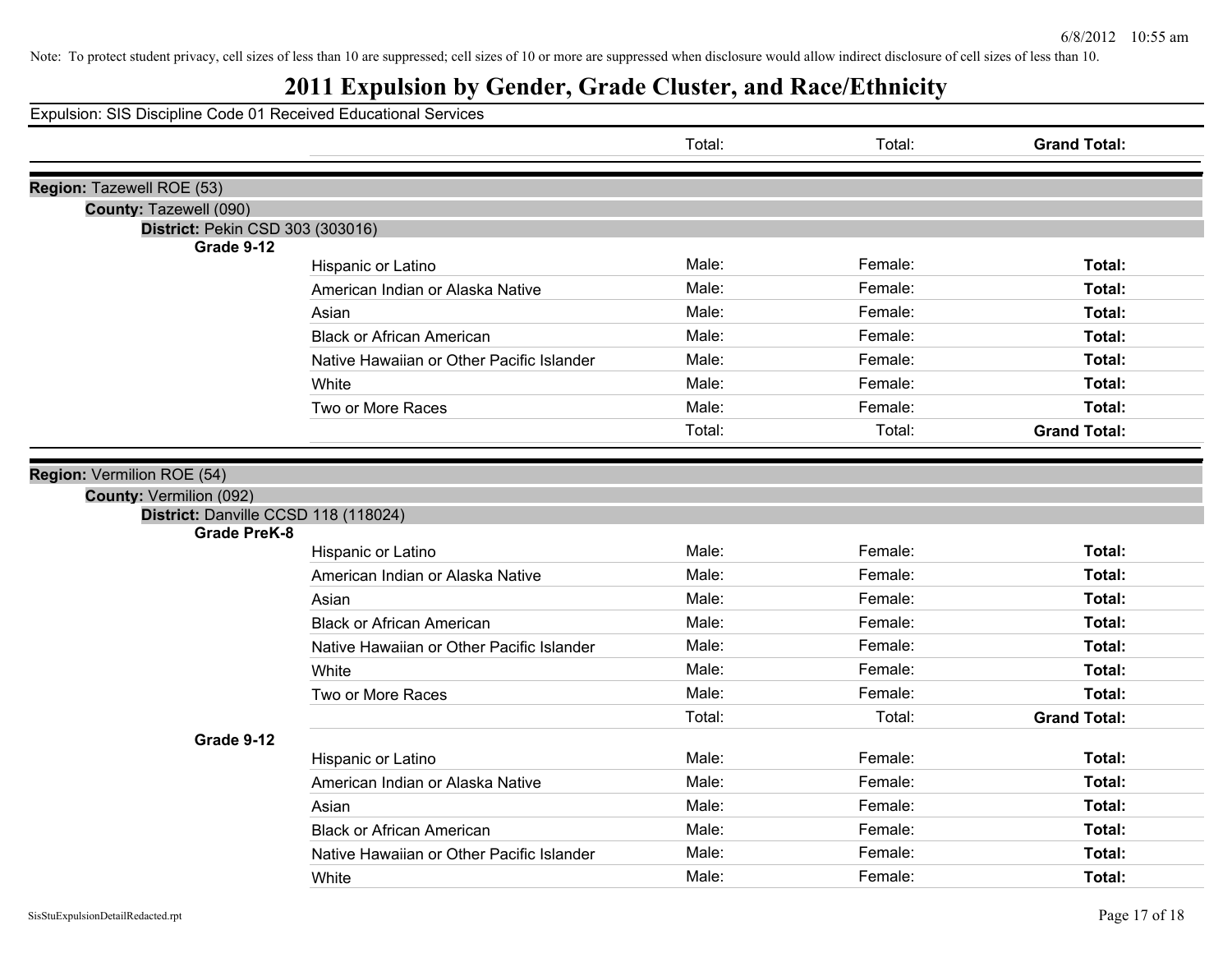Note: To protect student privacy, cell sizes of less than 10 are suppressed; cell sizes of 10 or more are suppressed when disclosure would allow indirect disclosure of cell sizes of less than 10.

# 2011 Expulsion by Gender, Grade Cluster, and Race/Ethnicity

Expulsion: SIS Discipline Code 01 Received Educational Services

| | | Total: | Total: | Grand Total: |
|---|---|---|---|---|

**Region:** Tazewell ROE (53)

**County:** Tazewell (090)

**District:** Pekin CSD 303 (303016)

| Grade 9-12 | | | | |
|---|---|---|---|---|
| | Hispanic or Latino | Male: | Female: | **Total:** |
| | American Indian or Alaska Native | Male: | Female: | **Total:** |
| | Asian | Male: | Female: | **Total:** |
| | Black or African American | Male: | Female: | **Total:** |
| | Native Hawaiian or Other Pacific Islander | Male: | Female: | **Total:** |
| | White | Male: | Female: | **Total:** |
| | Two or More Races | Male: | Female: | **Total:** |
| | | Total: | Total: | **Grand Total:** |

**Region:** Vermilion ROE (54)

**County:** Vermilion (092)

**District:** Danville CCSD 118 (118024)

| Grade PreK-8 | | | | |
|---|---|---|---|---|
| | Hispanic or Latino | Male: | Female: | **Total:** |
| | American Indian or Alaska Native | Male: | Female: | **Total:** |
| | Asian | Male: | Female: | **Total:** |
| | Black or African American | Male: | Female: | **Total:** |
| | Native Hawaiian or Other Pacific Islander | Male: | Female: | **Total:** |
| | White | Male: | Female: | **Total:** |
| | Two or More Races | Male: | Female: | **Total:** |
| | | Total: | Total: | **Grand Total:** |
| **Grade 9-12** | | | | |
| | Hispanic or Latino | Male: | Female: | **Total:** |
| | American Indian or Alaska Native | Male: | Female: | **Total:** |
| | Asian | Male: | Female: | **Total:** |
| | Black or African American | Male: | Female: | **Total:** |
| | Native Hawaiian or Other Pacific Islander | Male: | Female: | **Total:** |
| | White | Male: | Female: | **Total:** |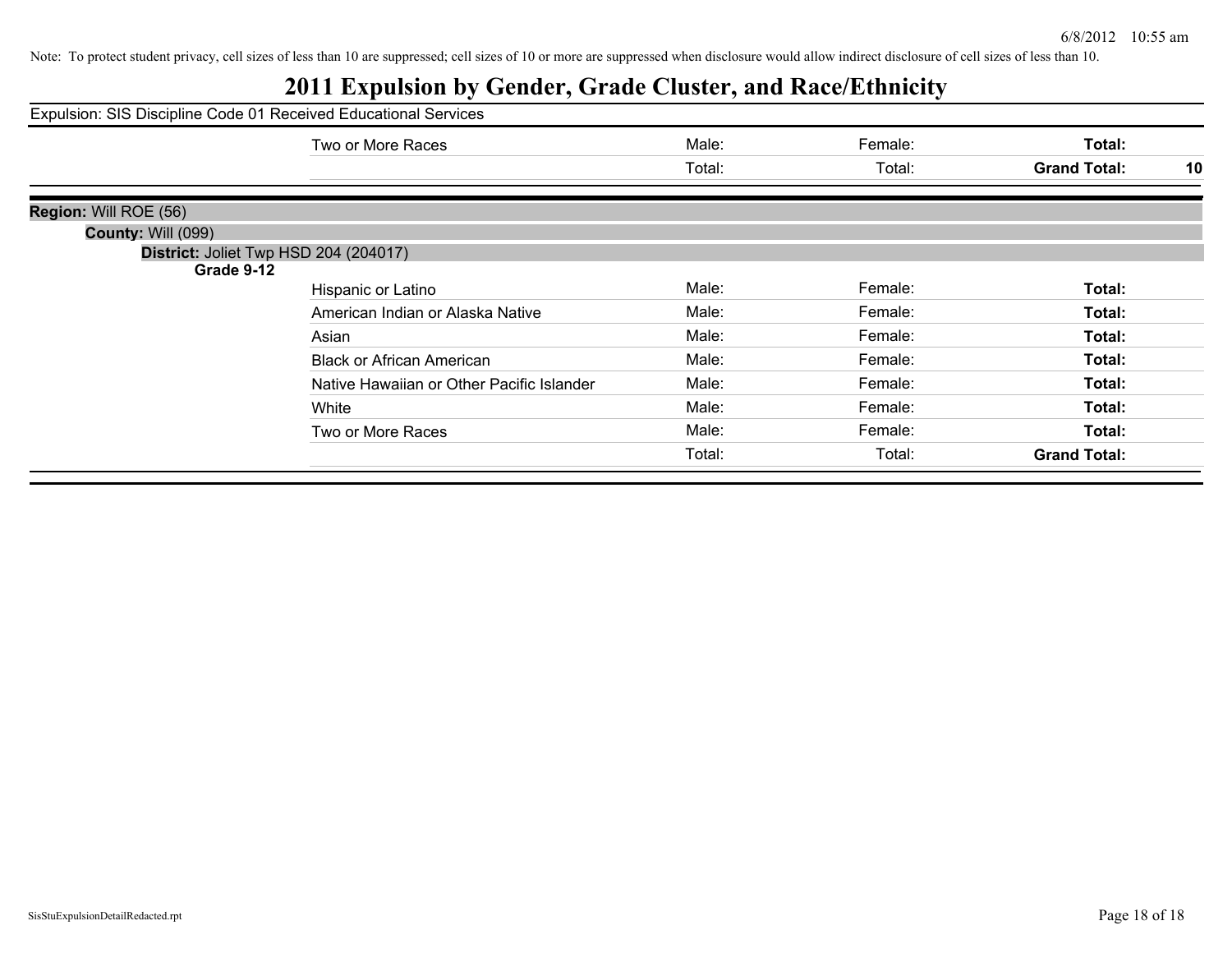Note: To protect student privacy, cell sizes of less than 10 are suppressed; cell sizes of 10 or more are suppressed when disclosure would allow indirect disclosure of cell sizes of less than 10.

# 2011 Expulsion by Gender, Grade Cluster, and Race/Ethnicity

Expulsion: SIS Discipline Code 01 Received Educational Services

| | | | | | |
|---|---|---|---|---|---|
| | Two or More Races | Male: | Female: | **Total:** | |
| | | Total: | Total: | **Grand Total:** | **10** |

**Region:** Will ROE (56)

**County:** Will (099)

**District:** Joliet Twp HSD 204 (204017)

**Grade 9-12**

| | | | | | |
|---|---|---|---|---|---|
| | Hispanic or Latino | Male: | Female: | **Total:** | |
| | American Indian or Alaska Native | Male: | Female: | **Total:** | |
| | Asian | Male: | Female: | **Total:** | |
| | Black or African American | Male: | Female: | **Total:** | |
| | Native Hawaiian or Other Pacific Islander | Male: | Female: | **Total:** | |
| | White | Male: | Female: | **Total:** | |
| | Two or More Races | Male: | Female: | **Total:** | |
| | | Total: | Total: | **Grand Total:** | |